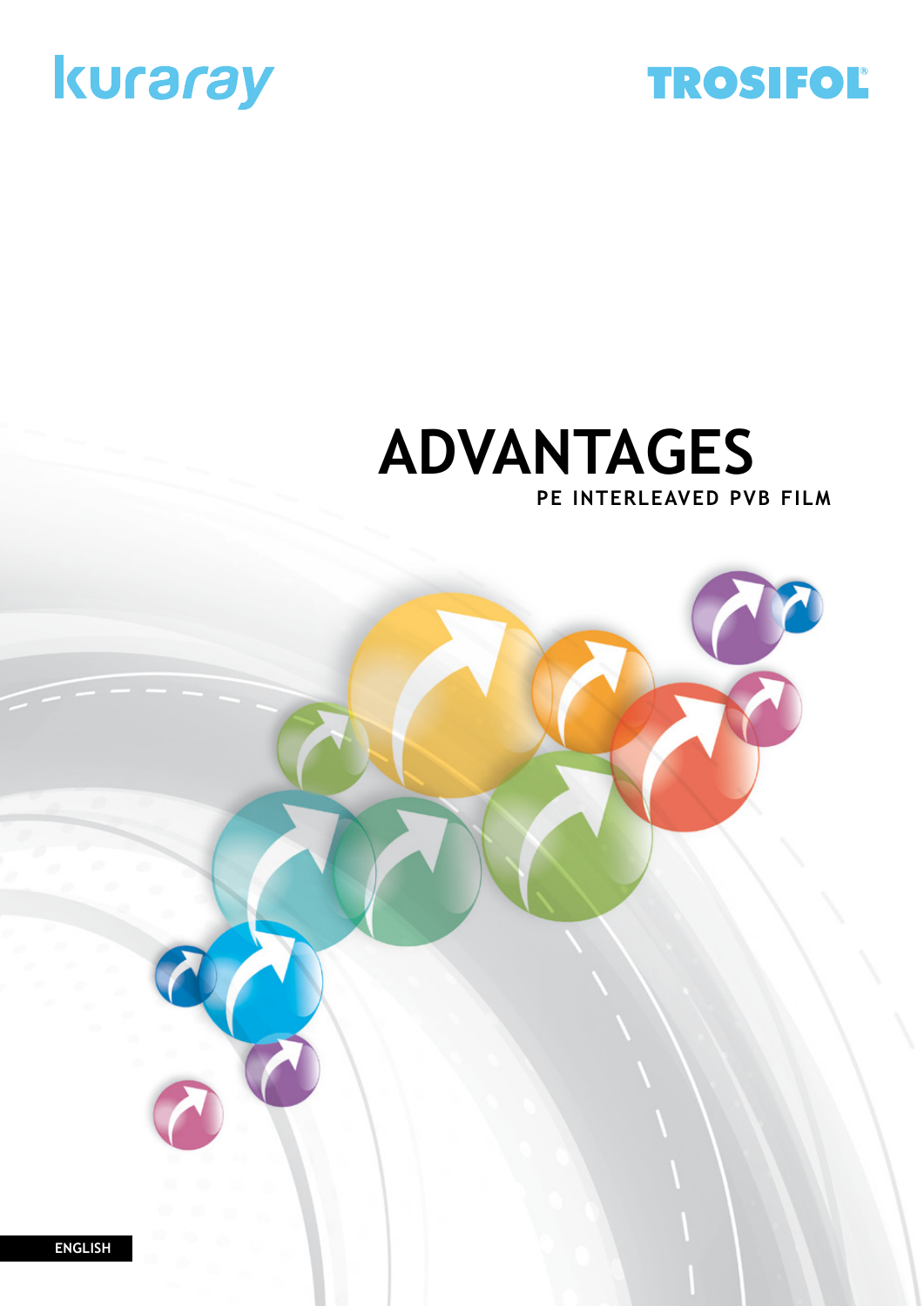kuraray

TROSIFOL®

# ADVANTAGES

## PE INTERLEAVED PVB FILM

ENGLISH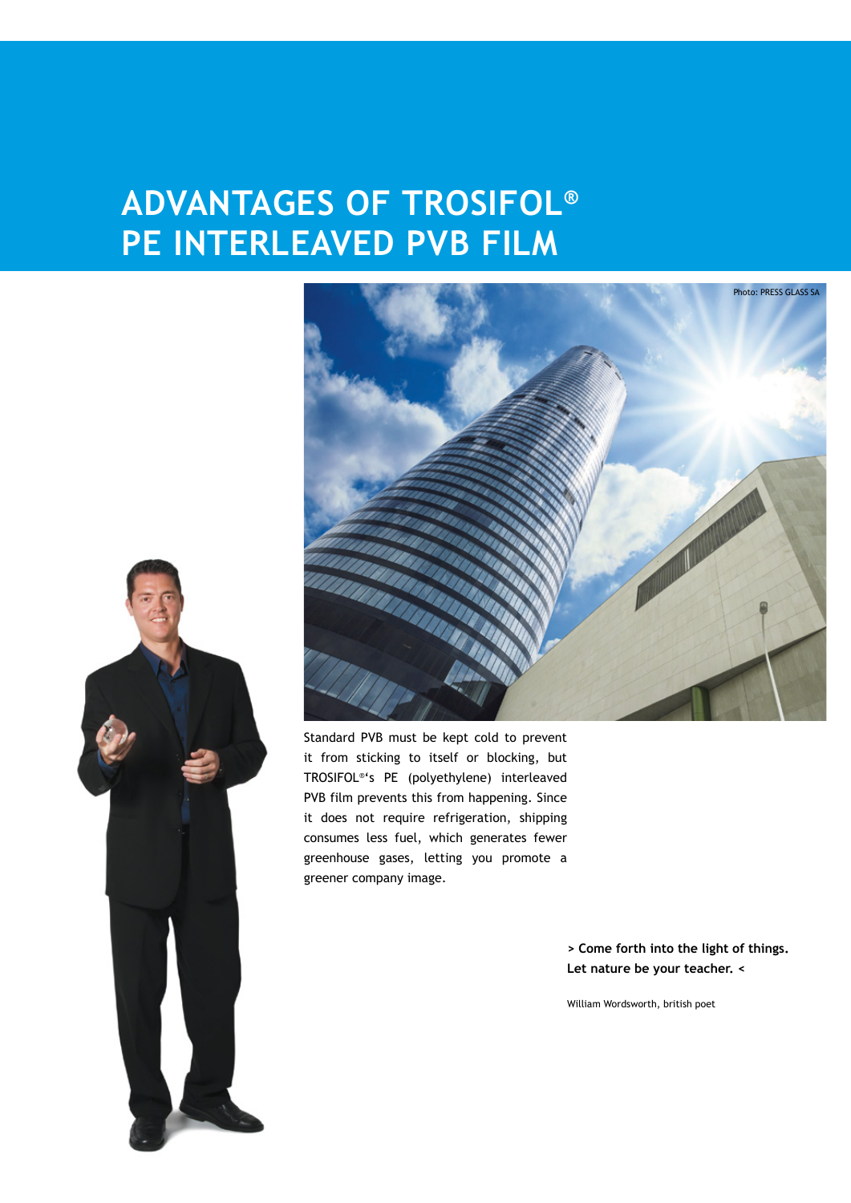# ADVANTAGES OF TROSIFOL® PE INTERLEAVED PVB FILM

Photo: PRESS GLASS SA

Standard PVB must be kept cold to prevent it from sticking to itself or blocking, but TROSIFOL®'s PE (polyethylene) interleaved PVB film prevents this from happening. Since it does not require refrigeration, shipping consumes less fuel, which generates fewer greenhouse gases, letting you promote a greener company image.

> **Come forth into the light of things. Let nature be your teacher.** <

William Wordsworth, british poet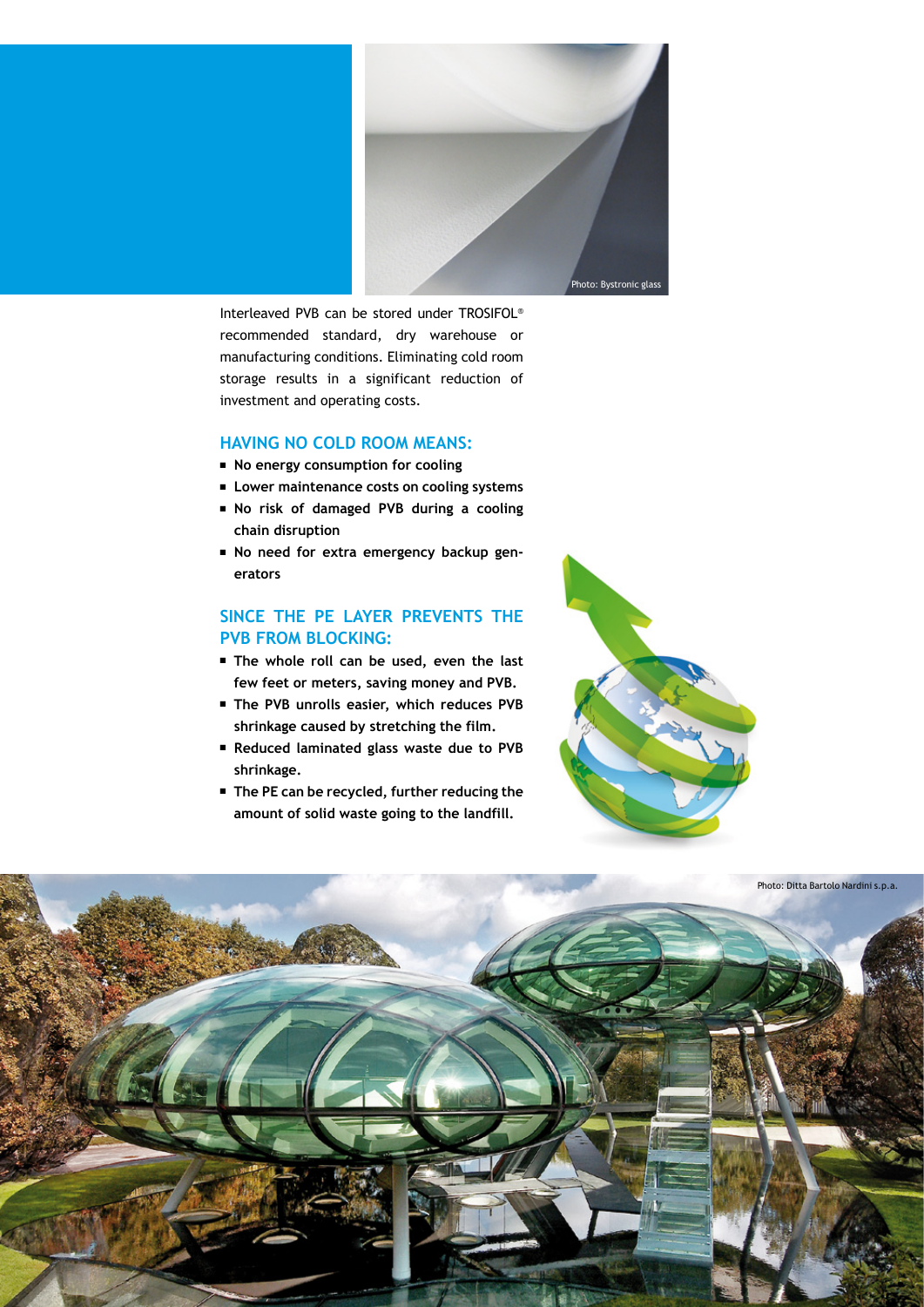Photo: Bystronic glass

Interleaved PVB can be stored under TROSIFOL® recommended standard, dry warehouse or manufacturing conditions. Eliminating cold room storage results in a significant reduction of investment and operating costs.

## HAVING NO COLD ROOM MEANS:

- **No energy consumption for cooling**
- **Lower maintenance costs on cooling systems**
- **No risk of damaged PVB during a cooling chain disruption**
- **No need for extra emergency backup generators**

## SINCE THE PE LAYER PREVENTS THE PVB FROM BLOCKING:

- **The whole roll can be used, even the last few feet or meters, saving money and PVB.**
- **The PVB unrolls easier, which reduces PVB shrinkage caused by stretching the film.**
- **Reduced laminated glass waste due to PVB shrinkage.**
- **The PE can be recycled, further reducing the amount of solid waste going to the landfill.**

Photo: Ditta Bartolo Nardini s.p.a.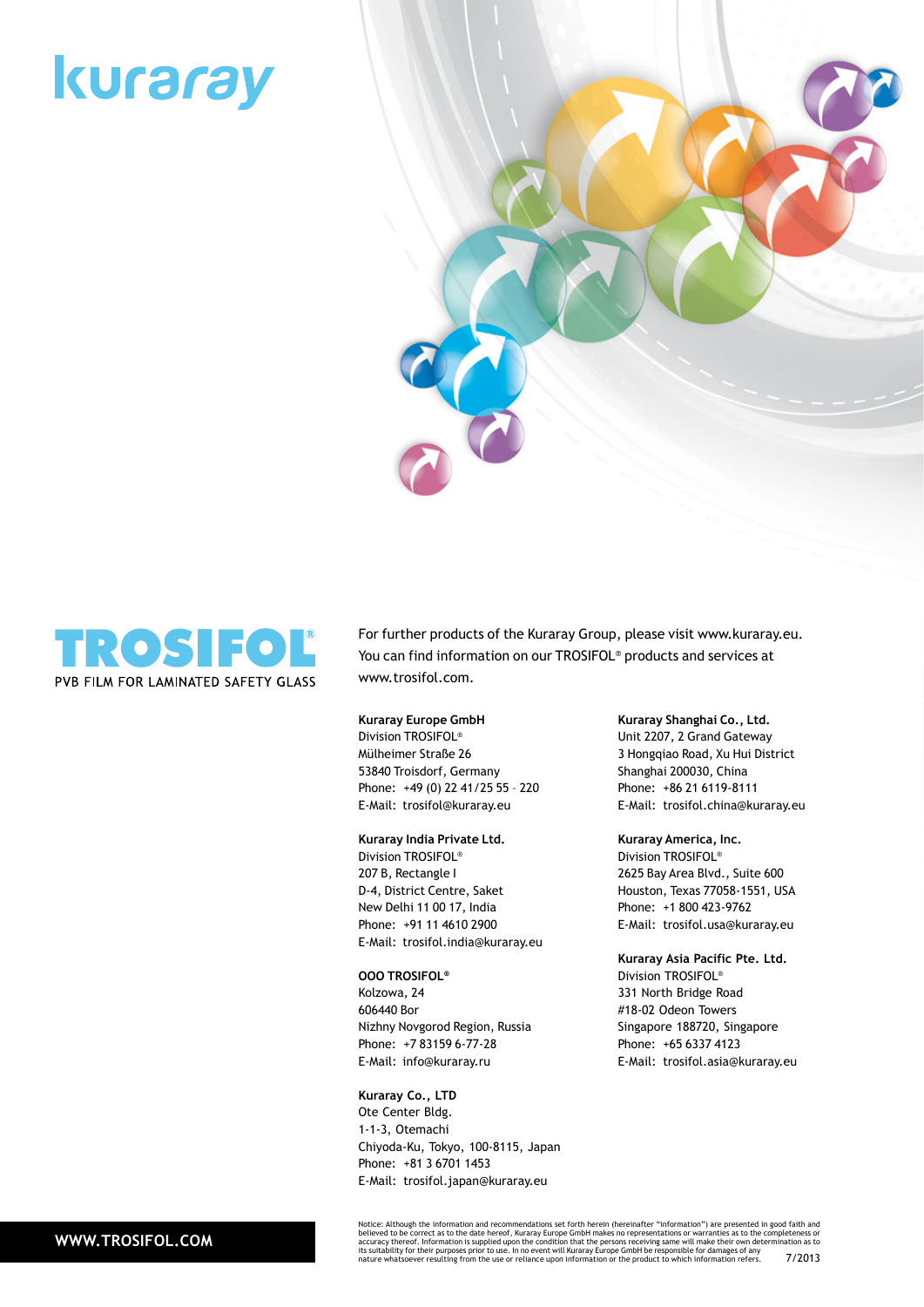kuraray

TROSIFOL®

PVB FILM FOR LAMINATED SAFETY GLASS

For further products of the Kuraray Group, please visit www.kuraray.eu. You can find information on our TROSIFOL® products and services at www.trosifol.com.

**Kuraray Europe GmbH**
Division TROSIFOL®
Mülheimer Straße 26
53840 Troisdorf, Germany
Phone: +49 (0) 22 41/25 55 - 220
E-Mail: trosifol@kuraray.eu

**Kuraray India Private Ltd.**
Division TROSIFOL®
207 B, Rectangle I
D-4, District Centre, Saket
New Delhi 11 00 17, India
Phone: +91 11 4610 2900
E-Mail: trosifol.india@kuraray.eu

**OOO TROSIFOL®**
Kolzowa, 24
606440 Bor
Nizhny Novgorod Region, Russia
Phone: +7 83159 6-77-28
E-Mail: info@kuraray.ru

**Kuraray Co., LTD**
Ote Center Bldg.
1-1-3, Otemachi
Chiyoda-Ku, Tokyo, 100-8115, Japan
Phone: +81 3 6701 1453
E-Mail: trosifol.japan@kuraray.eu

**Kuraray Shanghai Co., Ltd.**
Unit 2207, 2 Grand Gateway
3 Hongqiao Road, Xu Hui District
Shanghai 200030, China
Phone: +86 21 6119-8111
E-Mail: trosifol.china@kuraray.eu

**Kuraray America, Inc.**
Division TROSIFOL®
2625 Bay Area Blvd., Suite 600
Houston, Texas 77058-1551, USA
Phone: +1 800 423-9762
E-Mail: trosifol.usa@kuraray.eu

**Kuraray Asia Pacific Pte. Ltd.**
Division TROSIFOL®
331 North Bridge Road
#18-02 Odeon Towers
Singapore 188720, Singapore
Phone: +65 6337 4123
E-Mail: trosifol.asia@kuraray.eu

WWW.TROSIFOL.COM

Notice: Although the information and recommendations set forth herein (hereinafter "information") are presented in good faith and believed to be correct as to the date hereof, Kuraray Europe GmbH makes no representations or warranties as to the completeness or accuracy thereof. Information is supplied upon the condition that the persons receiving same will make their own determination as to its suitability for their purposes prior to use. In no event will Kuraray Europe GmbH be responsible for damages of any nature whatsoever resulting from the use or reliance upon information or the product to which information refers.

7/2013